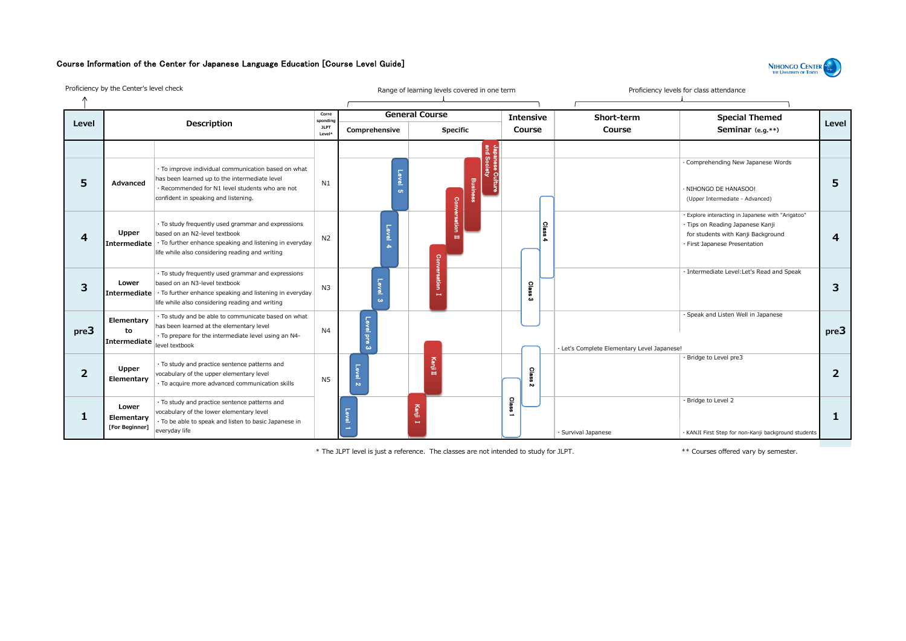# Course Information of the Center for Japanese Language Education [Course Level Guide]

NIHONGO CENTER THE UNIVERSITY OF TOKYO

Proficiency by the Center's level check

Range of learning levels covered in one term

Proficiency levels for class attendance

| Level | Description | | Corresponding JLPT Level* | General Course: Comprehensive | General Course: Specific | Intensive Course | Short-term Course | Special Themed Seminar (e.g.**) | Level |
|---|---|---|---|---|---|---|---|---|---|
| 5 | Advanced | · To improve individual communication based on what has been learned up to the intermediate level<br>· Recommended for N1 level students who are not confident in speaking and listening. | N1 | Level 5 | Japanese Culture and Society, Business, Conversation II | Class 4 | | · Comprehending New Japanese Words<br>· NIHONGO DE HANASOO! (Upper Intermediate - Advanced) | 5 |
| 4 | Upper Intermediate | · To study frequently used grammar and expressions based on an N2-level textbook<br>· To further enhance speaking and listening in everyday life while also considering reading and writing | N2 | Level 4 | Business, Conversation II, Conversation I | Class 4, Class 3 | | · Explore interacting in Japanese with "Arigatoo"<br>· Tips on Reading Japanese Kanji for students with Kanji Background<br>· First Japanese Presentation | 4 |
| 3 | Lower Intermediate | · To study frequently used grammar and expressions based on an N3-level textbook<br>· To further enhance speaking and listening in everyday life while also considering reading and writing | N3 | Level 3 | Conversation I | Class 3 | | · Intermediate Level:Let's Read and Speak | 3 |
| pre3 | Elementary to Intermediate | · To study and be able to communicate based on what has been learned at the elementary level<br>· To prepare for the intermediate level using an N4-level textbook | N4 | Level pre 3 | | Class 3 | · Let's Complete Elementary Level Japanese! | · Speak and Listen Well in Japanese | pre3 |
| 2 | Upper Elementary | · To study and practice sentence patterns and vocabulary of the upper elementary level<br>· To acquire more advanced communication skills | N5 | Level 2 | Kanji II | Class 2, Class 1 | | · Bridge to Level pre3 | 2 |
| 1 | Lower Elementary [For Beginner] | · To study and practice sentence patterns and vocabulary of the lower elementary level<br>· To be able to speak and listen to basic Japanese in everyday life | | Level 1 | Kanji I | Class 1 | · Survival Japanese | · Bridge to Level 2<br>· KANJI First Step for non-Kanji background students | 1 |

\* The JLPT level is just a reference. The classes are not intended to study for JLPT.

** Courses offered vary by semester.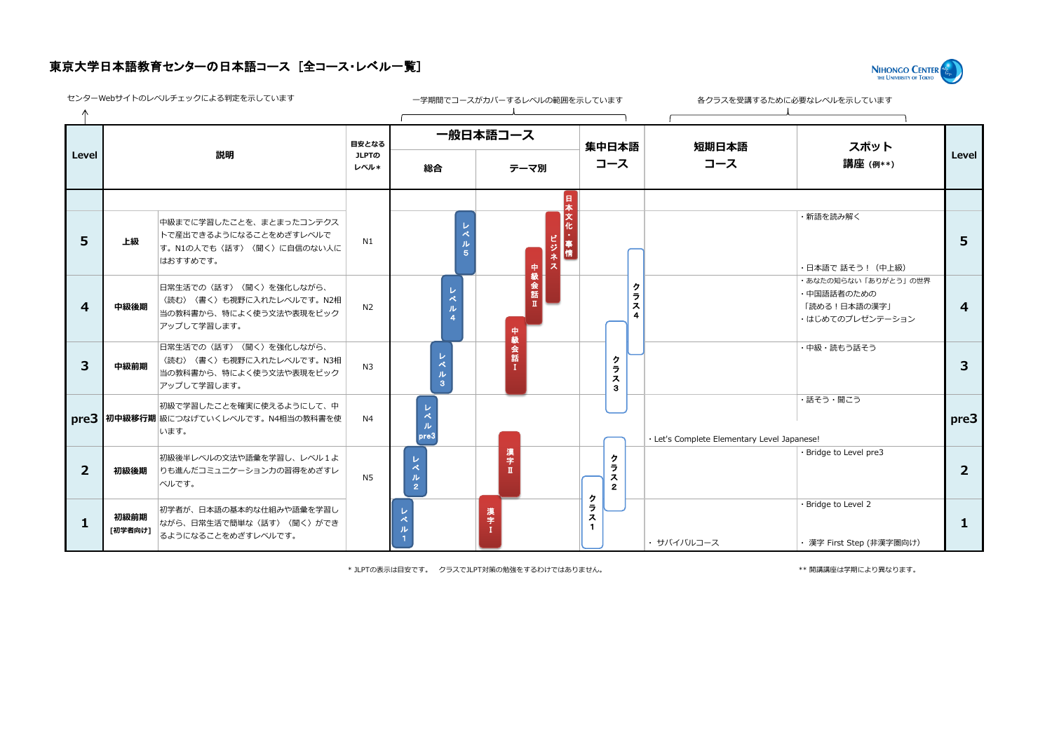# 東京大学日本語教育センターの日本語コース［全コース・レベル一覧］

NIHONGO CENTER THE UNIVERSITY OF TOKYO

センターWebサイトのレベルチェックによる判定を示しています

一学期間でコースがカバーするレベルの範囲を示しています

各クラスを受講するために必要なレベルを示しています

| Level | 説明 | | 目安となるJLPTのレベル* | 一般日本語コース 総合 | 一般日本語コース テーマ別 | 集中日本語コース | 短期日本語コース | スポット講座（例**） | Level |
|---|---|---|---|---|---|---|---|---|---|
| | | | | | 日本文化・事情 | | | | |
| 5 | 上級 | 中級までに学習したことを、まとまったコンテクストで産出できるようになることをめざすレベルです。N1の人でも〈話す〉〈聞く〉に自信のない人におすすめです。 | N1 | レベル5 | ビジネス | | | ・新語を読み解く<br>・日本語で 話そう！（中上級） | 5 |
| 4 | 中級後期 | 日常生活での〈話す〉〈聞く〉を強化しながら、〈読む〉〈書く〉も視野に入れたレベルです。N2相当の教科書から、特によく使う文法や表現をピックアップして学習します。 | N2 | レベル4 | 中級会話Ⅱ | クラス4 | | ・あなたの知らない「ありがとう」の世界<br>・中国語話者のための「読める！日本語の漢字」<br>・はじめてのプレゼンテーション | 4 |
| 3 | 中級前期 | 日常生活での〈話す〉〈聞く〉を強化しながら、〈読む〉〈書く〉も視野に入れたレベルです。N3相当の教科書から、特によく使う文法や表現をピックアップして学習します。 | N3 | レベル3 | 中級会話Ⅰ | クラス3 | | ・中級・読もう話そう | 3 |
| pre3 | 初中級移行期 | 初級で学習したことを確実に使えるようにして、中級につなげていくレベルです。N4相当の教科書を使います。 | N4 | レベルpre3 | | | ・Let's Complete Elementary Level Japanese! | ・話そう・聞こう | pre3 |
| 2 | 初級後期 | 初級後半レベルの文法や語彙を学習し、レベル１よりも進んだコミュニケーション力の習得をめざすレベルです。 | N5 | レベル2 | 漢字Ⅱ | クラス2 | | ・Bridge to Level pre3 | 2 |
| 1 | 初級前期［初学者向け］ | 初学者が、日本語の基本的な仕組みや語彙を学習しながら、日常生活で簡単な〈話す〉〈聞く〉ができるようになることをめざすレベルです。 | | レベル1 | 漢字Ⅰ | クラス1 | ・サバイバルコース | ・Bridge to Level 2<br>・漢字 First Step (非漢字圏向け) | 1 |

＊ JLPTの表示は目安です。　クラスでJLPT対策の勉強をするわけではありません。

＊＊ 開講講座は学期により異なります。